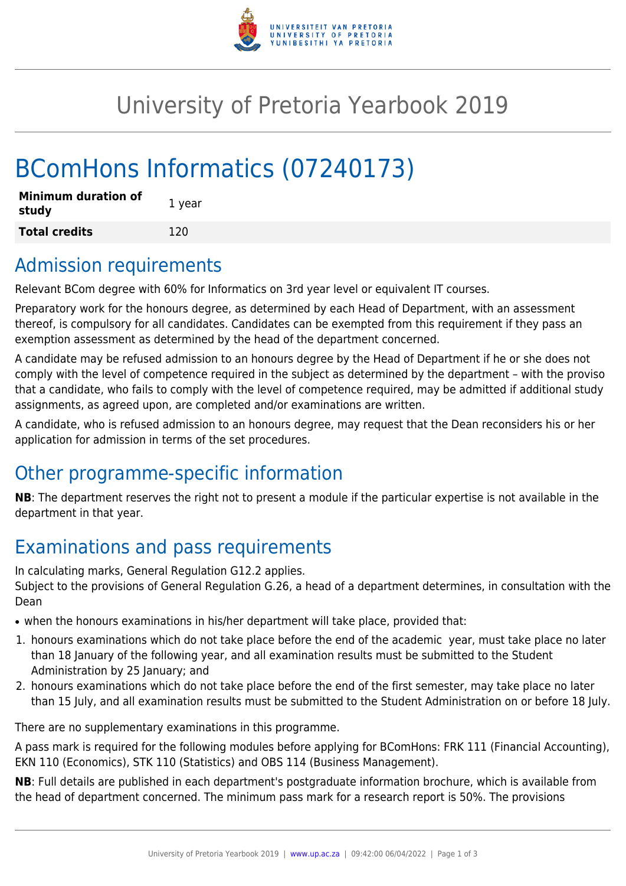# University of Pretoria Yearbook 2019

# BComHons Informatics (07240173)

| **Minimum duration of study** | 1 year |
| --- | --- |
| **Total credits** | 120 |

## Admission requirements

Relevant BCom degree with 60% for Informatics on 3rd year level or equivalent IT courses.

Preparatory work for the honours degree, as determined by each Head of Department, with an assessment thereof, is compulsory for all candidates. Candidates can be exempted from this requirement if they pass an exemption assessment as determined by the head of the department concerned.

A candidate may be refused admission to an honours degree by the Head of Department if he or she does not comply with the level of competence required in the subject as determined by the department – with the proviso that a candidate, who fails to comply with the level of competence required, may be admitted if additional study assignments, as agreed upon, are completed and/or examinations are written.

A candidate, who is refused admission to an honours degree, may request that the Dean reconsiders his or her application for admission in terms of the set procedures.

## Other programme-specific information

**NB**: The department reserves the right not to present a module if the particular expertise is not available in the department in that year.

## Examinations and pass requirements

In calculating marks, General Regulation G12.2 applies.
Subject to the provisions of General Regulation G.26, a head of a department determines, in consultation with the Dean

- when the honours examinations in his/her department will take place, provided that:

1. honours examinations which do not take place before the end of the academic year, must take place no later than 18 January of the following year, and all examination results must be submitted to the Student Administration by 25 January; and
2. honours examinations which do not take place before the end of the first semester, may take place no later than 15 July, and all examination results must be submitted to the Student Administration on or before 18 July.

There are no supplementary examinations in this programme.

A pass mark is required for the following modules before applying for BComHons: FRK 111 (Financial Accounting), EKN 110 (Economics), STK 110 (Statistics) and OBS 114 (Business Management).

**NB**: Full details are published in each department's postgraduate information brochure, which is available from the head of department concerned. The minimum pass mark for a research report is 50%. The provisions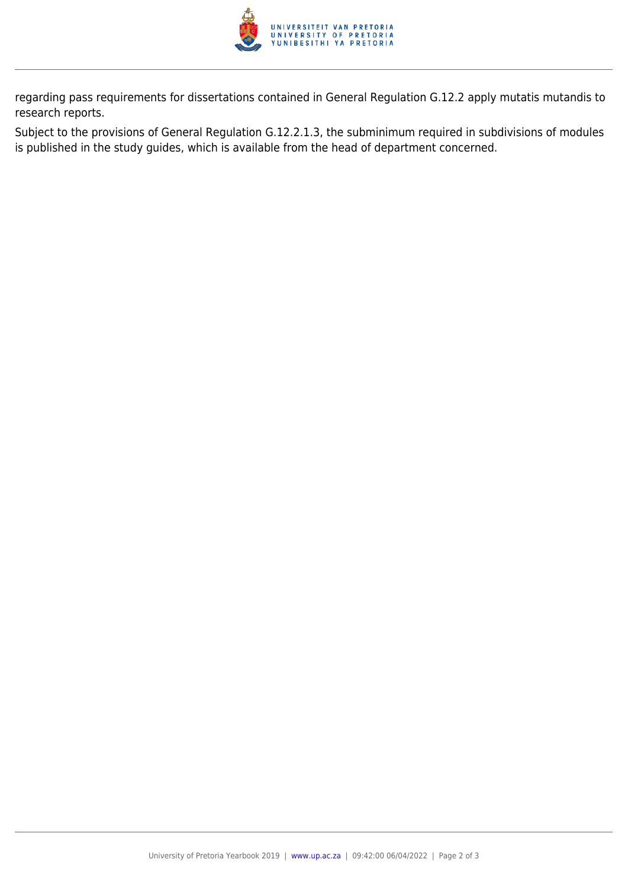regarding pass requirements for dissertations contained in General Regulation G.12.2 apply mutatis mutandis to research reports.

Subject to the provisions of General Regulation G.12.2.1.3, the subminimum required in subdivisions of modules is published in the study guides, which is available from the head of department concerned.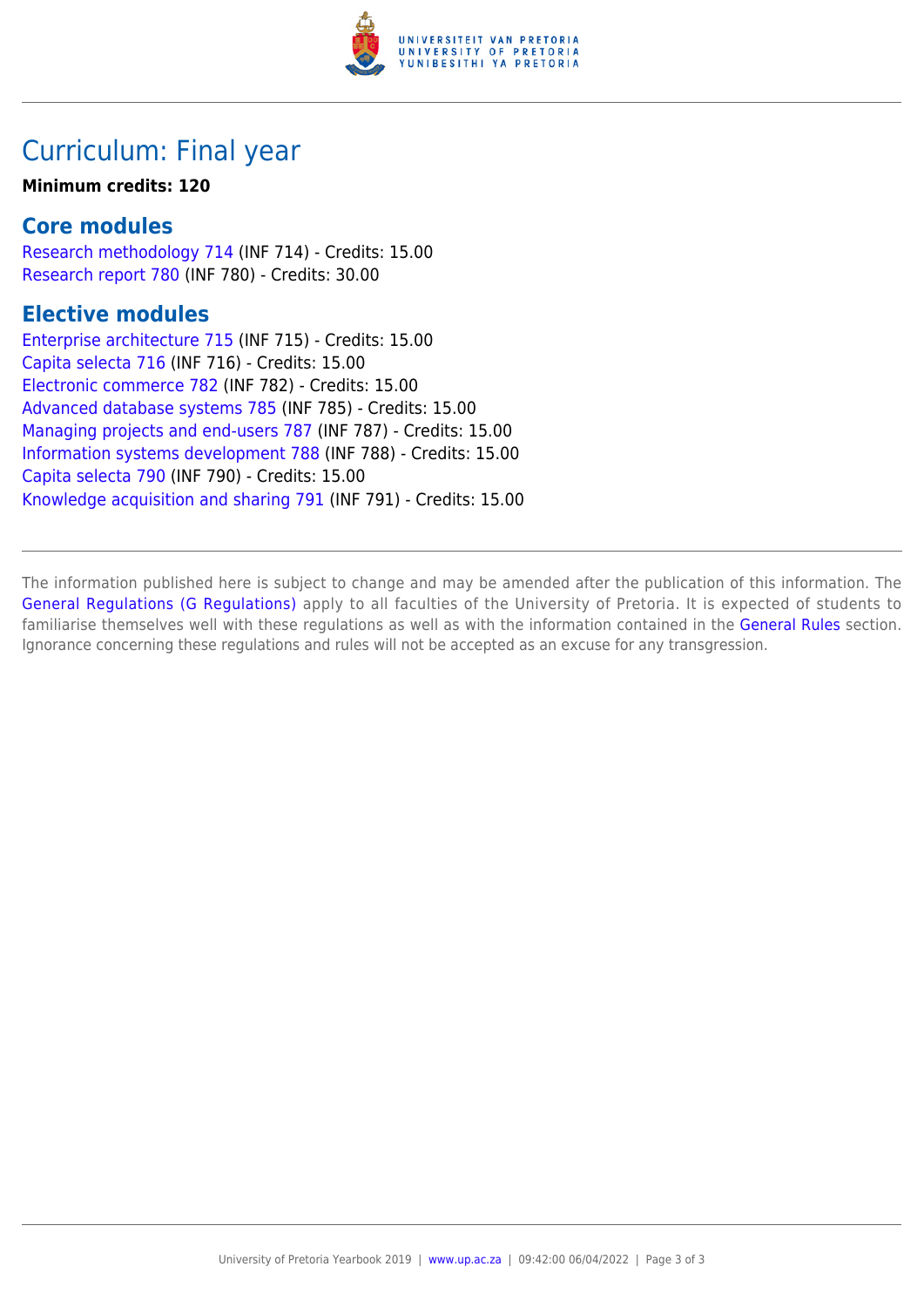# Curriculum: Final year

**Minimum credits: 120**

## Core modules

Research methodology 714 (INF 714) - Credits: 15.00
Research report 780 (INF 780) - Credits: 30.00

## Elective modules

Enterprise architecture 715 (INF 715) - Credits: 15.00
Capita selecta 716 (INF 716) - Credits: 15.00
Electronic commerce 782 (INF 782) - Credits: 15.00
Advanced database systems 785 (INF 785) - Credits: 15.00
Managing projects and end-users 787 (INF 787) - Credits: 15.00
Information systems development 788 (INF 788) - Credits: 15.00
Capita selecta 790 (INF 790) - Credits: 15.00
Knowledge acquisition and sharing 791 (INF 791) - Credits: 15.00

The information published here is subject to change and may be amended after the publication of this information. The General Regulations (G Regulations) apply to all faculties of the University of Pretoria. It is expected of students to familiarise themselves well with these regulations as well as with the information contained in the General Rules section. Ignorance concerning these regulations and rules will not be accepted as an excuse for any transgression.